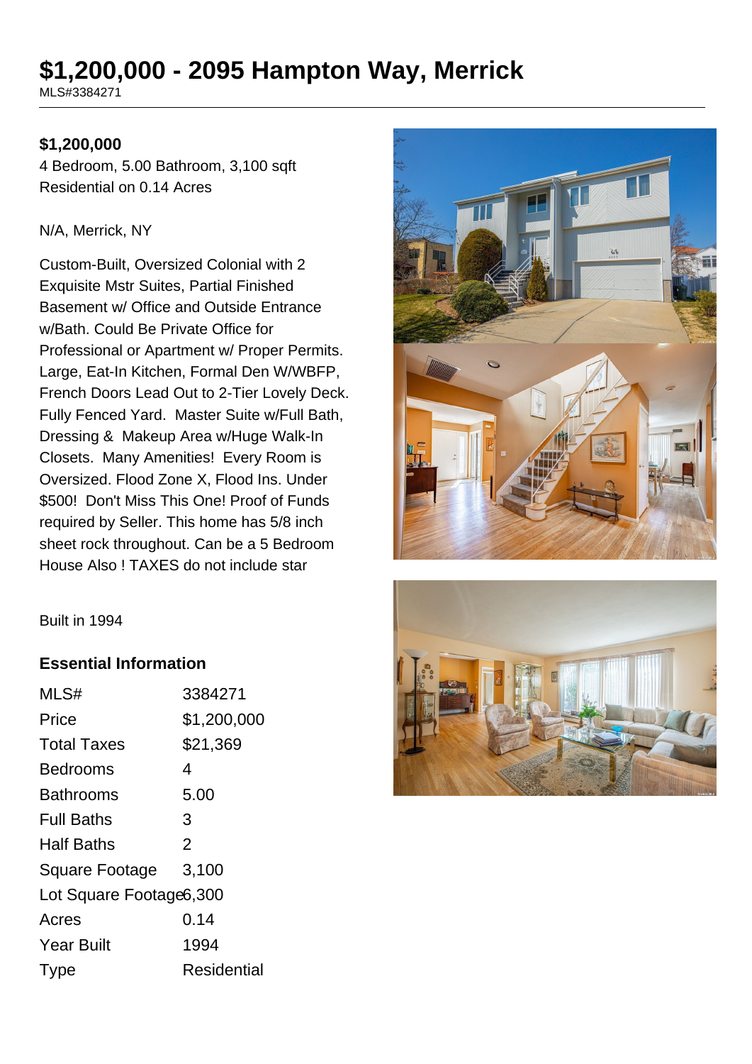# $1,200,000 - 2095 Hampton Way, Merrick

MLS#3384271

**$1,200,000**

4 Bedroom, 5.00 Bathroom, 3,100 sqft
Residential on 0.14 Acres

N/A, Merrick, NY

Custom-Built, Oversized Colonial with 2 Exquisite Mstr Suites, Partial Finished Basement w/ Office and Outside Entrance w/Bath. Could Be Private Office for Professional or Apartment w/ Proper Permits. Large, Eat-In Kitchen, Formal Den W/WBFP, French Doors Lead Out to 2-Tier Lovely Deck. Fully Fenced Yard. Master Suite w/Full Bath, Dressing & Makeup Area w/Huge Walk-In Closets. Many Amenities! Every Room is Oversized. Flood Zone X, Flood Ins. Under $500! Don't Miss This One! Proof of Funds required by Seller. This home has 5/8 inch sheet rock throughout. Can be a 5 Bedroom House Also ! TAXES do not include star

Built in 1994

### Essential Information

| | |
|---|---|
| MLS# | 3384271 |
| Price | $1,200,000 |
| Total Taxes | $21,369 |
| Bedrooms | 4 |
| Bathrooms | 5.00 |
| Full Baths | 3 |
| Half Baths | 2 |
| Square Footage | 3,100 |
| Lot Square Footage | 6,300 |
| Acres | 0.14 |
| Year Built | 1994 |
| Type | Residential |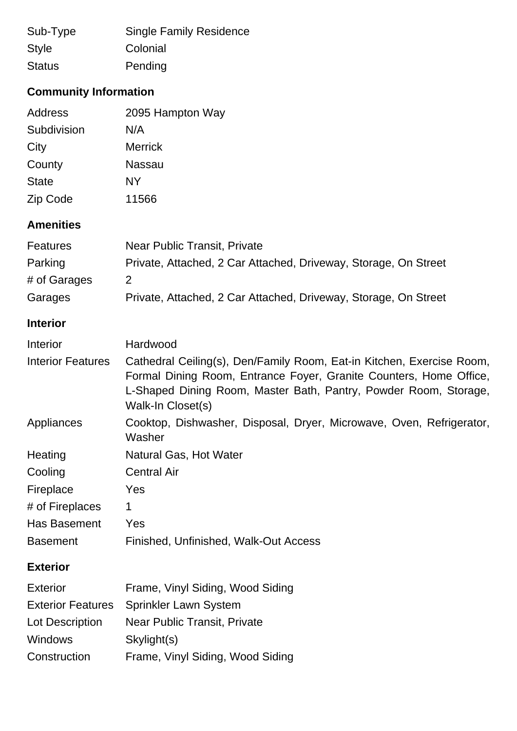| | |
|---|---|
| Sub-Type | Single Family Residence |
| Style | Colonial |
| Status | Pending |

## Community Information

| | |
|---|---|
| Address | 2095 Hampton Way |
| Subdivision | N/A |
| City | Merrick |
| County | Nassau |
| State | NY |
| Zip Code | 11566 |

## Amenities

| | |
|---|---|
| Features | Near Public Transit, Private |
| Parking | Private, Attached, 2 Car Attached, Driveway, Storage, On Street |
| # of Garages | 2 |
| Garages | Private, Attached, 2 Car Attached, Driveway, Storage, On Street |

## Interior

| | |
|---|---|
| Interior | Hardwood |
| Interior Features | Cathedral Ceiling(s), Den/Family Room, Eat-in Kitchen, Exercise Room, Formal Dining Room, Entrance Foyer, Granite Counters, Home Office, L-Shaped Dining Room, Master Bath, Pantry, Powder Room, Storage, Walk-In Closet(s) |
| Appliances | Cooktop, Dishwasher, Disposal, Dryer, Microwave, Oven, Refrigerator, Washer |
| Heating | Natural Gas, Hot Water |
| Cooling | Central Air |
| Fireplace | Yes |
| # of Fireplaces | 1 |
| Has Basement | Yes |
| Basement | Finished, Unfinished, Walk-Out Access |

## Exterior

| | |
|---|---|
| Exterior | Frame, Vinyl Siding, Wood Siding |
| Exterior Features | Sprinkler Lawn System |
| Lot Description | Near Public Transit, Private |
| Windows | Skylight(s) |
| Construction | Frame, Vinyl Siding, Wood Siding |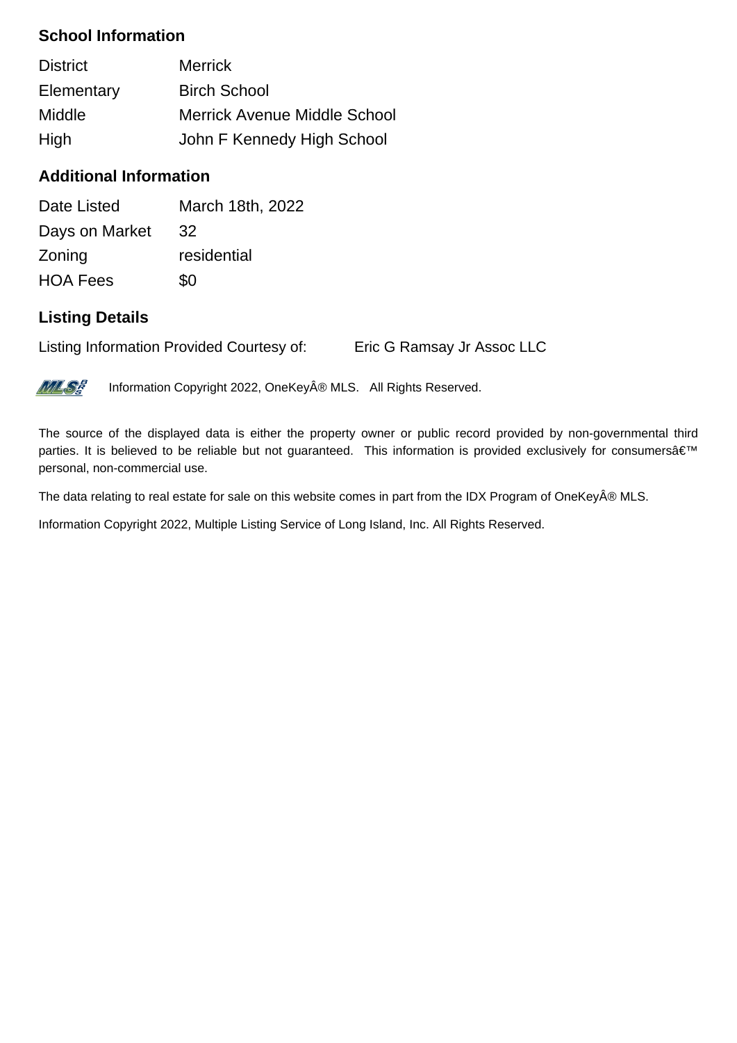### School Information

| | |
|---|---|
| District | Merrick |
| Elementary | Birch School |
| Middle | Merrick Avenue Middle School |
| High | John F Kennedy High School |

### Additional Information

| | |
|---|---|
| Date Listed | March 18th, 2022 |
| Days on Market | 32 |
| Zoning | residential |
| HOA Fees | $0 |

### Listing Details

Listing Information Provided Courtesy of: Eric G Ramsay Jr Assoc LLC

Information Copyright 2022, OneKeyÂ® MLS. All Rights Reserved.

The source of the displayed data is either the property owner or public record provided by non-governmental third parties. It is believed to be reliable but not guaranteed. This information is provided exclusively for consumersâ€™ personal, non-commercial use.

The data relating to real estate for sale on this website comes in part from the IDX Program of OneKeyÂ® MLS.

Information Copyright 2022, Multiple Listing Service of Long Island, Inc. All Rights Reserved.